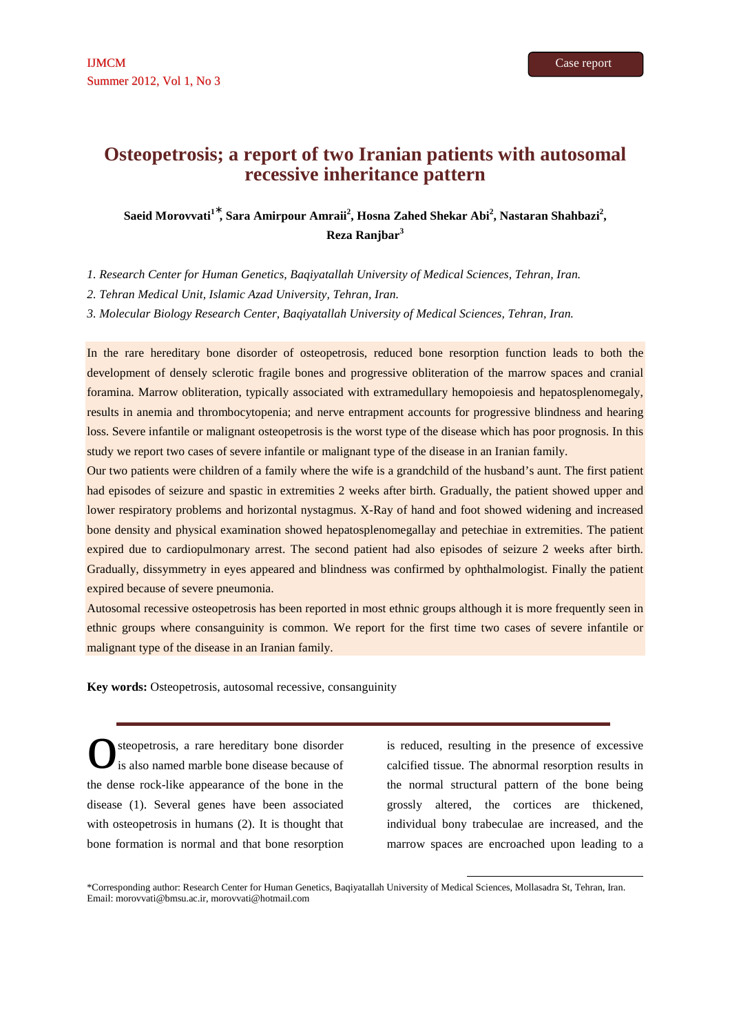# Osteopetrosis; a report of two Iranian patients with autosomal recessive inheritance pattern

**Saeid Morovvati[1]\*, Sara Amirpour Amraii[2], Hosna Zahed Shekar Abi[2], Nastaran Shahbazi[2], Reza Ranjbar[3]**

*1. Research Center for Human Genetics, Baqiyatallah University of Medical Sciences, Tehran, Iran.*

*2. Tehran Medical Unit, Islamic Azad University, Tehran, Iran.*

*3. Molecular Biology Research Center, Baqiyatallah University of Medical Sciences, Tehran, Iran.*

In the rare hereditary bone disorder of osteopetrosis, reduced bone resorption function leads to both the development of densely sclerotic fragile bones and progressive obliteration of the marrow spaces and cranial foramina. Marrow obliteration, typically associated with extramedullary hemopoiesis and hepatosplenomegaly, results in anemia and thrombocytopenia; and nerve entrapment accounts for progressive blindness and hearing loss. Severe infantile or malignant osteopetrosis is the worst type of the disease which has poor prognosis. In this study we report two cases of severe infantile or malignant type of the disease in an Iranian family.

Our two patients were children of a family where the wife is a grandchild of the husband's aunt. The first patient had episodes of seizure and spastic in extremities 2 weeks after birth. Gradually, the patient showed upper and lower respiratory problems and horizontal nystagmus. X-Ray of hand and foot showed widening and increased bone density and physical examination showed hepatosplenomegallay and petechiae in extremities. The patient expired due to cardiopulmonary arrest. The second patient had also episodes of seizure 2 weeks after birth. Gradually, dissymmetry in eyes appeared and blindness was confirmed by ophthalmologist. Finally the patient expired because of severe pneumonia.

Autosomal recessive osteopetrosis has been reported in most ethnic groups although it is more frequently seen in ethnic groups where consanguinity is common. We report for the first time two cases of severe infantile or malignant type of the disease in an Iranian family.

**Key words:** Osteopetrosis, autosomal recessive, consanguinity

Osteopetrosis, a rare hereditary bone disorder is also named marble bone disease because of the dense rock-like appearance of the bone in the disease (1). Several genes have been associated with osteopetrosis in humans (2). It is thought that bone formation is normal and that bone resorption is reduced, resulting in the presence of excessive calcified tissue. The abnormal resorption results in the normal structural pattern of the bone being grossly altered, the cortices are thickened, individual bony trabeculae are increased, and the marrow spaces are encroached upon leading to a

\*Corresponding author: Research Center for Human Genetics, Baqiyatallah University of Medical Sciences, Mollasadra St, Tehran, Iran. Email: morovvati@bmsu.ac.ir, morovvati@hotmail.com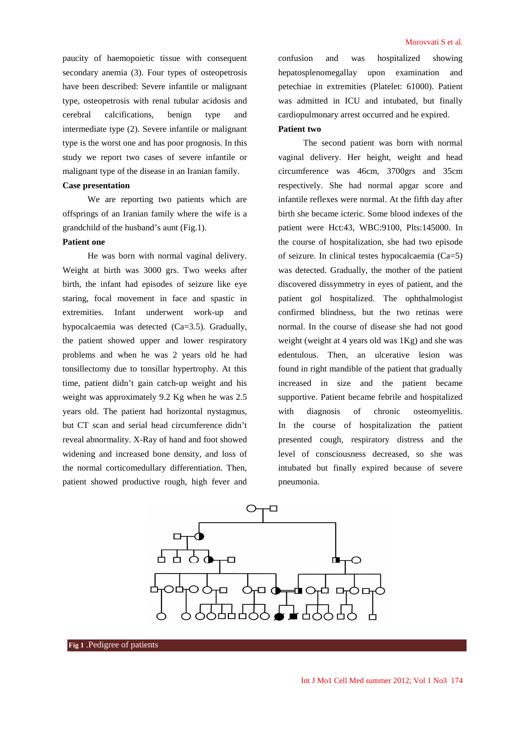paucity of haemopoietic tissue with consequent secondary anemia (3). Four types of osteopetrosis have been described: Severe infantile or malignant type, osteopetrosis with renal tubular acidosis and cerebral calcifications, benign type and intermediate type (2). Severe infantile or malignant type is the worst one and has poor prognosis. In this study we report two cases of severe infantile or malignant type of the disease in an Iranian family.

**Case presentation**

We are reporting two patients which are offsprings of an Iranian family where the wife is a grandchild of the husband's aunt (Fig.1).

**Patient one**

He was born with normal vaginal delivery. Weight at birth was 3000 grs. Two weeks after birth, the infant had episodes of seizure like eye staring, focal movement in face and spastic in extremities. Infant underwent work-up and hypocalcaemia was detected (Ca=3.5). Gradually, the patient showed upper and lower respiratory problems and when he was 2 years old he had tonsillectomy due to tonsillar hypertrophy. At this time, patient didn't gain catch-up weight and his weight was approximately 9.2 Kg when he was 2.5 years old. The patient had horizontal nystagmus, but CT scan and serial head circumference didn't reveal abnormality. X-Ray of hand and foot showed widening and increased bone density, and loss of the normal corticomedullary differentiation. Then, patient showed productive rough, high fever and confusion and was hospitalized showing hepatosplenomegallay upon examination and petechiae in extremities (Platelet: 61000). Patient was admitted in ICU and intubated, but finally cardiopulmonary arrest occurred and he expired.

**Patient two**

The second patient was born with normal vaginal delivery. Her height, weight and head circumference was 46cm, 3700grs and 35cm respectively. She had normal apgar score and infantile reflexes were normal. At the fifth day after birth she became icteric. Some blood indexes of the patient were Hct:43, WBC:9100, Plts:145000. In the course of hospitalization, she had two episode of seizure. In clinical testes hypocalcaemia (Ca=5) was detected. Gradually, the mother of the patient discovered dissymmetry in eyes of patient, and the patient gol hospitalized. The ophthalmologist confirmed blindness, but the two retinas were normal. In the course of disease she had not good weight (weight at 4 years old was 1Kg) and she was edentulous. Then, an ulcerative lesion was found in right mandible of the patient that gradually increased in size and the patient became supportive. Patient became febrile and hospitalized with diagnosis of chronic osteomyelitis. In the course of hospitalization the patient presented cough, respiratory distress and the level of consciousness decreased, so she was intubated but finally expired because of severe pneumonia.

**Fig 1** .Pedigree of patients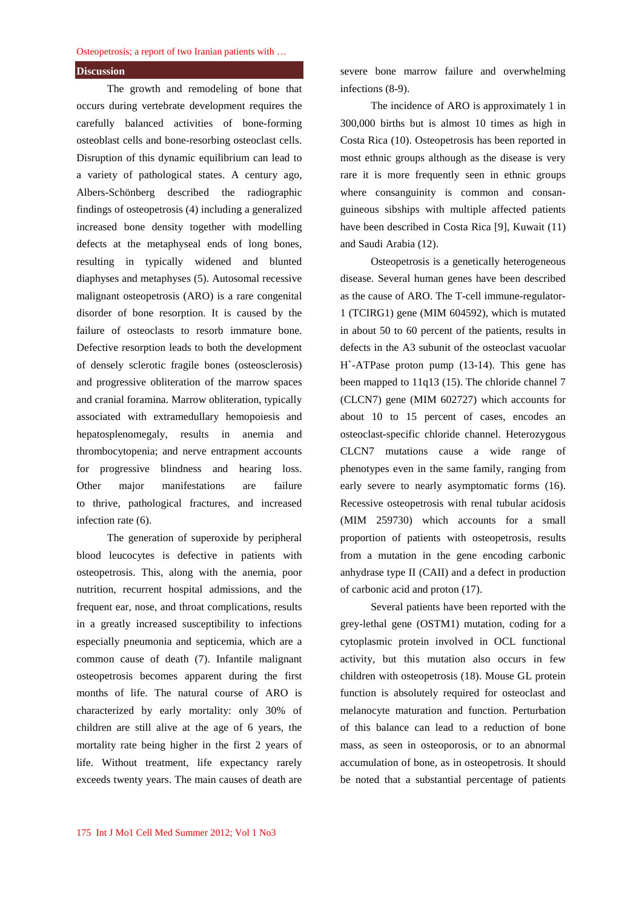## Discussion

The growth and remodeling of bone that occurs during vertebrate development requires the carefully balanced activities of bone-forming osteoblast cells and bone-resorbing osteoclast cells. Disruption of this dynamic equilibrium can lead to a variety of pathological states. A century ago, Albers-Schönberg described the radiographic findings of osteopetrosis (4) including a generalized increased bone density together with modelling defects at the metaphyseal ends of long bones, resulting in typically widened and blunted diaphyses and metaphyses (5). Autosomal recessive malignant osteopetrosis (ARO) is a rare congenital disorder of bone resorption. It is caused by the failure of osteoclasts to resorb immature bone. Defective resorption leads to both the development of densely sclerotic fragile bones (osteosclerosis) and progressive obliteration of the marrow spaces and cranial foramina. Marrow obliteration, typically associated with extramedullary hemopoiesis and hepatosplenomegaly, results in anemia and thrombocytopenia; and nerve entrapment accounts for progressive blindness and hearing loss. Other major manifestations are failure to thrive, pathological fractures, and increased infection rate (6).

The generation of superoxide by peripheral blood leucocytes is defective in patients with osteopetrosis. This, along with the anemia, poor nutrition, recurrent hospital admissions, and the frequent ear, nose, and throat complications, results in a greatly increased susceptibility to infections especially pneumonia and septicemia, which are a common cause of death (7). Infantile malignant osteopetrosis becomes apparent during the first months of life. The natural course of ARO is characterized by early mortality: only 30% of children are still alive at the age of 6 years, the mortality rate being higher in the first 2 years of life. Without treatment, life expectancy rarely exceeds twenty years. The main causes of death are severe bone marrow failure and overwhelming infections (8-9).

The incidence of ARO is approximately 1 in 300,000 births but is almost 10 times as high in Costa Rica (10). Osteopetrosis has been reported in most ethnic groups although as the disease is very rare it is more frequently seen in ethnic groups where consanguinity is common and consanguineous sibships with multiple affected patients have been described in Costa Rica [9], Kuwait (11) and Saudi Arabia (12).

Osteopetrosis is a genetically heterogeneous disease. Several human genes have been described as the cause of ARO. The T-cell immune-regulator-1 (TCIRG1) gene (MIM 604592), which is mutated in about 50 to 60 percent of the patients, results in defects in the A3 subunit of the osteoclast vacuolar $H^+$-ATPase proton pump (13-14). This gene has been mapped to 11q13 (15). The chloride channel 7 (CLCN7) gene (MIM 602727) which accounts for about 10 to 15 percent of cases, encodes an osteoclast-specific chloride channel. Heterozygous CLCN7 mutations cause a wide range of phenotypes even in the same family, ranging from early severe to nearly asymptomatic forms (16). Recessive osteopetrosis with renal tubular acidosis (MIM 259730) which accounts for a small proportion of patients with osteopetrosis, results from a mutation in the gene encoding carbonic anhydrase type II (CAII) and a defect in production of carbonic acid and proton (17).

Several patients have been reported with the grey-lethal gene (OSTM1) mutation, coding for a cytoplasmic protein involved in OCL functional activity, but this mutation also occurs in few children with osteopetrosis (18). Mouse GL protein function is absolutely required for osteoclast and melanocyte maturation and function. Perturbation of this balance can lead to a reduction of bone mass, as seen in osteoporosis, or to an abnormal accumulation of bone, as in osteopetrosis. It should be noted that a substantial percentage of patients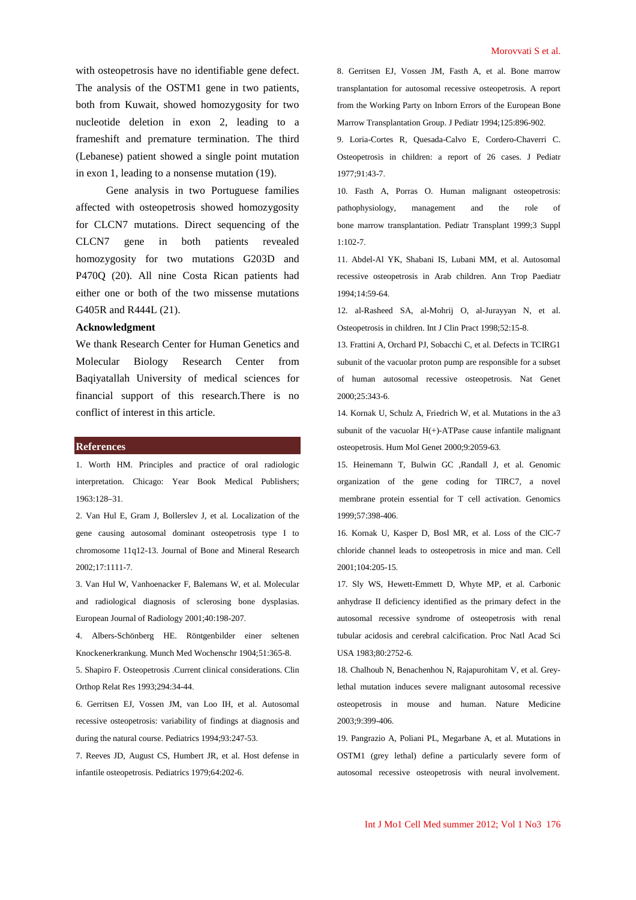with osteopetrosis have no identifiable gene defect. The analysis of the OSTM1 gene in two patients, both from Kuwait, showed homozygosity for two nucleotide deletion in exon 2, leading to a frameshift and premature termination. The third (Lebanese) patient showed a single point mutation in exon 1, leading to a nonsense mutation (19).

Gene analysis in two Portuguese families affected with osteopetrosis showed homozygosity for CLCN7 mutations. Direct sequencing of the CLCN7 gene in both patients revealed homozygosity for two mutations G203D and P470Q (20). All nine Costa Rican patients had either one or both of the two missense mutations G405R and R444L (21).

## Acknowledgment

We thank Research Center for Human Genetics and Molecular Biology Research Center from Baqiyatallah University of medical sciences for financial support of this research.There is no conflict of interest in this article.

## References

1. Worth HM. Principles and practice of oral radiologic interpretation. Chicago: Year Book Medical Publishers; 1963:128–31.
2. Van Hul E, Gram J, Bollerslev J, et al. Localization of the gene causing autosomal dominant osteopetrosis type I to chromosome 11q12-13. Journal of Bone and Mineral Research 2002;17:1111-7.
3. Van Hul W, Vanhoenacker F, Balemans W, et al. Molecular and radiological diagnosis of sclerosing bone dysplasias. European Journal of Radiology 2001;40:198-207.
4. Albers-Schönberg HE. Röntgenbilder einer seltenen Knockenerkrankung. Munch Med Wochenschr 1904;51:365-8.
5. Shapiro F. Osteopetrosis .Current clinical considerations. Clin Orthop Relat Res 1993;294:34-44.
6. Gerritsen EJ, Vossen JM, van Loo IH, et al. Autosomal recessive osteopetrosis: variability of findings at diagnosis and during the natural course. Pediatrics 1994;93:247-53.
7. Reeves JD, August CS, Humbert JR, et al. Host defense in infantile osteopetrosis. Pediatrics 1979;64:202-6.
8. Gerritsen EJ, Vossen JM, Fasth A, et al. Bone marrow transplantation for autosomal recessive osteopetrosis. A report from the Working Party on Inborn Errors of the European Bone Marrow Transplantation Group. J Pediatr 1994;125:896-902.
9. Loria-Cortes R, Quesada-Calvo E, Cordero-Chaverri C. Osteopetrosis in children: a report of 26 cases. J Pediatr 1977;91:43-7.
10. Fasth A, Porras O. Human malignant osteopetrosis: pathophysiology, management and the role of bone marrow transplantation. Pediatr Transplant 1999;3 Suppl 1:102-7.
11. Abdel-Al YK, Shabani IS, Lubani MM, et al. Autosomal recessive osteopetrosis in Arab children. Ann Trop Paediatr 1994;14:59-64.
12. al-Rasheed SA, al-Mohrij O, al-Jurayyan N, et al. Osteopetrosis in children. Int J Clin Pract 1998;52:15-8.
13. Frattini A, Orchard PJ, Sobacchi C, et al. Defects in TCIRG1 subunit of the vacuolar proton pump are responsible for a subset of human autosomal recessive osteopetrosis. Nat Genet 2000;25:343-6.
14. Kornak U, Schulz A, Friedrich W, et al. Mutations in the a3 subunit of the vacuolar H(+)-ATPase cause infantile malignant osteopetrosis. Hum Mol Genet 2000;9:2059-63.
15. Heinemann T, Bulwin GC ,Randall J, et al. Genomic organization of the gene coding for TIRC7, a novel membrane protein essential for T cell activation. Genomics 1999;57:398-406.
16. Kornak U, Kasper D, Bosl MR, et al. Loss of the ClC-7 chloride channel leads to osteopetrosis in mice and man. Cell 2001;104:205-15.
17. Sly WS, Hewett-Emmett D, Whyte MP, et al. Carbonic anhydrase II deficiency identified as the primary defect in the autosomal recessive syndrome of osteopetrosis with renal tubular acidosis and cerebral calcification. Proc Natl Acad Sci USA 1983;80:2752-6.
18. Chalhoub N, Benachenhou N, Rajapurohitam V, et al. Grey-lethal mutation induces severe malignant autosomal recessive osteopetrosis in mouse and human. Nature Medicine 2003;9:399-406.
19. Pangrazio A, Poliani PL, Megarbane A, et al. Mutations in OSTM1 (grey lethal) define a particularly severe form of autosomal recessive osteopetrosis with neural involvement.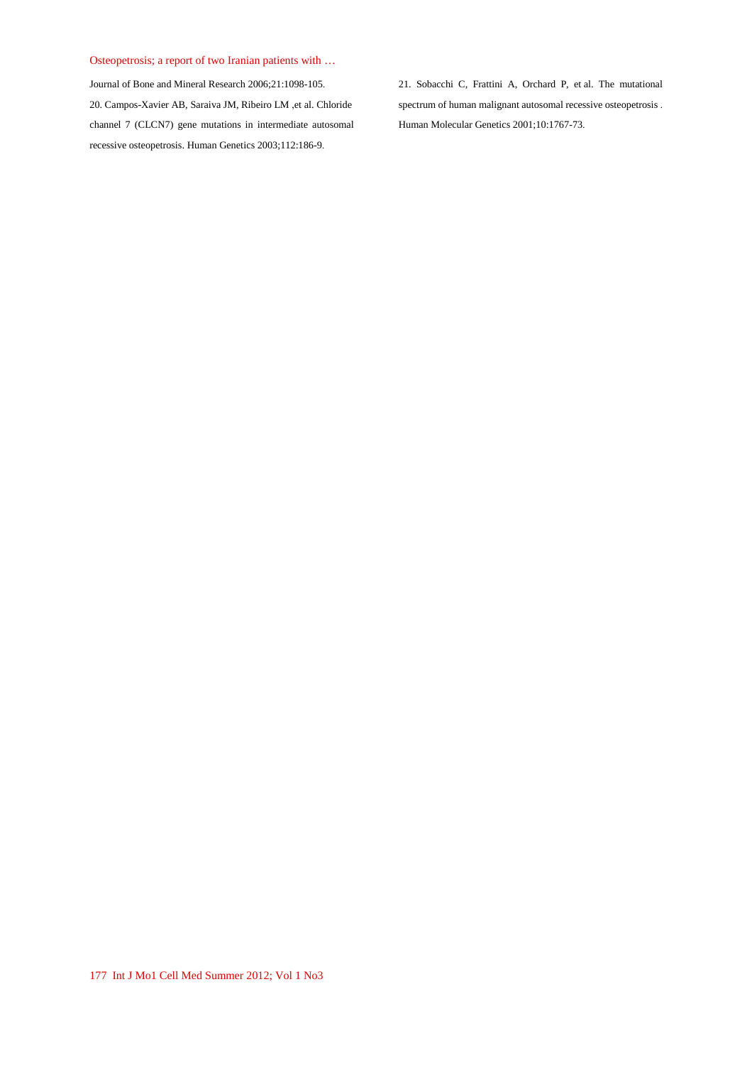Journal of Bone and Mineral Research 2006;21:1098-105.

20. Campos-Xavier AB, Saraiva JM, Ribeiro LM ,et al. Chloride channel 7 (CLCN7) gene mutations in intermediate autosomal recessive osteopetrosis. Human Genetics 2003;112:186-9.

21. Sobacchi C, Frattini A, Orchard P, et al. The mutational spectrum of human malignant autosomal recessive osteopetrosis . Human Molecular Genetics 2001;10:1767-73.